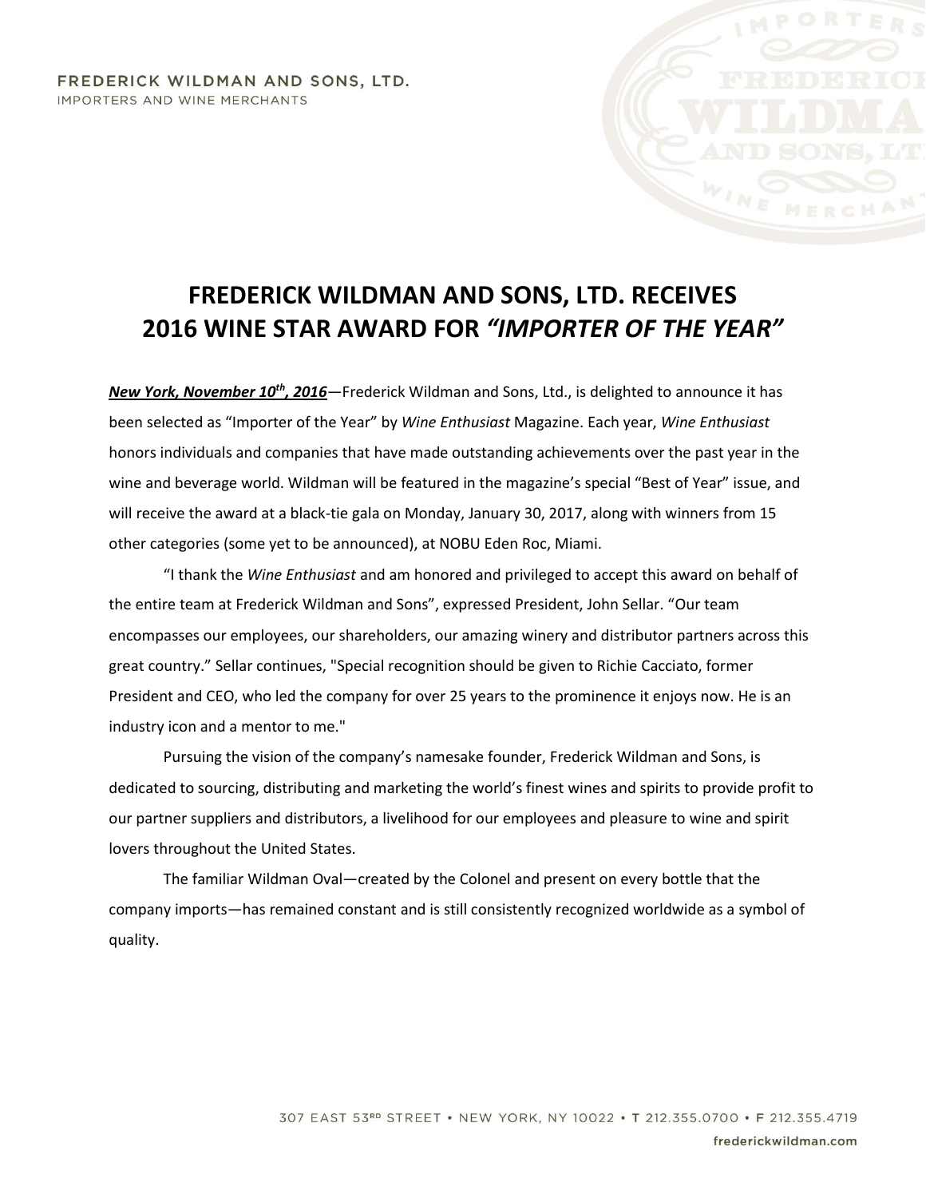FREDERICK WILDMAN AND SONS, LTD.
IMPORTERS AND WINE MERCHANTS

# FREDERICK WILDMAN AND SONS, LTD. RECEIVES 2016 WINE STAR AWARD FOR *"IMPORTER OF THE YEAR"*

***New York, November 10th, 2016***—Frederick Wildman and Sons, Ltd., is delighted to announce it has been selected as "Importer of the Year" by *Wine Enthusiast* Magazine. Each year, *Wine Enthusiast* honors individuals and companies that have made outstanding achievements over the past year in the wine and beverage world. Wildman will be featured in the magazine's special "Best of Year" issue, and will receive the award at a black-tie gala on Monday, January 30, 2017, along with winners from 15 other categories (some yet to be announced), at NOBU Eden Roc, Miami.

"I thank the *Wine Enthusiast* and am honored and privileged to accept this award on behalf of the entire team at Frederick Wildman and Sons", expressed President, John Sellar. "Our team encompasses our employees, our shareholders, our amazing winery and distributor partners across this great country." Sellar continues, "Special recognition should be given to Richie Cacciato, former President and CEO, who led the company for over 25 years to the prominence it enjoys now. He is an industry icon and a mentor to me."

Pursuing the vision of the company's namesake founder, Frederick Wildman and Sons, is dedicated to sourcing, distributing and marketing the world's finest wines and spirits to provide profit to our partner suppliers and distributors, a livelihood for our employees and pleasure to wine and spirit lovers throughout the United States.

The familiar Wildman Oval—created by the Colonel and present on every bottle that the company imports—has remained constant and is still consistently recognized worldwide as a symbol of quality.

307 EAST 53RD STREET • NEW YORK, NY 10022 • T 212.355.0700 • F 212.355.4719
frederickwildman.com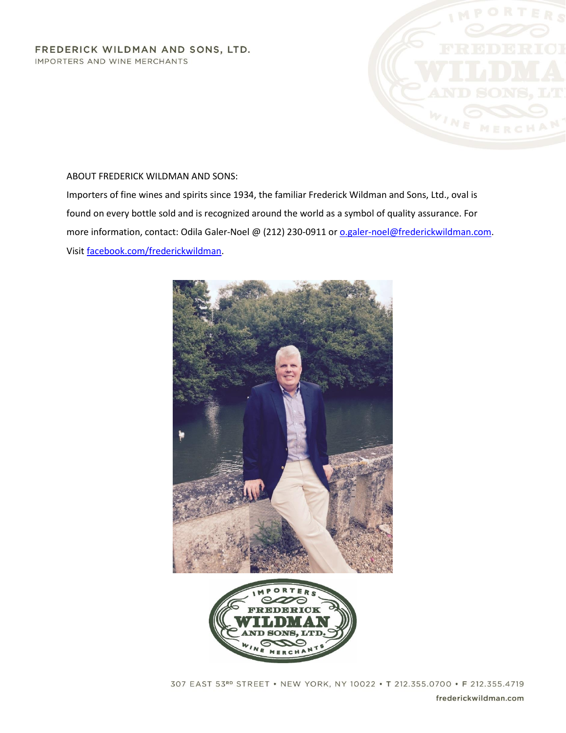ABOUT FREDERICK WILDMAN AND SONS:

Importers of fine wines and spirits since 1934, the familiar Frederick Wildman and Sons, Ltd., oval is found on every bottle sold and is recognized around the world as a symbol of quality assurance. For more information, contact: Odila Galer-Noel @ (212) 230-0911 or o.galer-noel@frederickwildman.com. Visit facebook.com/frederickwildman.